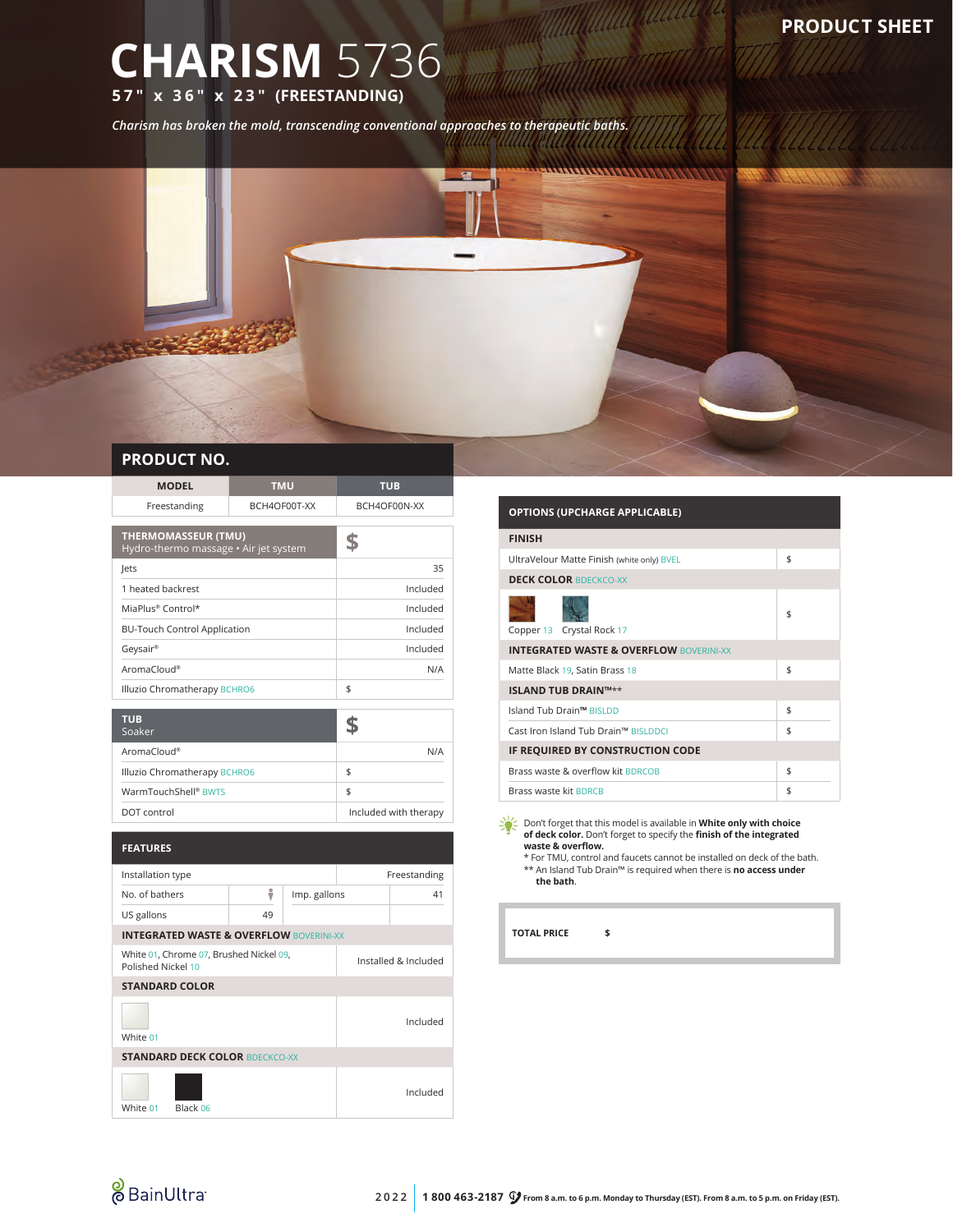PRODUCT SHEET

# CHARISM 5736

**57" x 36" x 23" (FREESTANDING)**

*Charism has broken the mold, transcending conventional approaches to therapeutic baths.*

## PRODUCT NO.

| MODEL | TMU | TUB |
|---|---|---|
| Freestanding | BCH4OF00T-XX | BCH4OF00N-XX |

| THERMOMASSEUR (TMU) Hydro-thermo massage • Air jet system | $ |
|---|---|
| Jets | 35 |
| 1 heated backrest | Included |
| MiaPlus® Control* | Included |
| BU-Touch Control Application | Included |
| Geysair® | Included |
| AromaCloud® | N/A |
| Illuzio Chromatherapy BCHRO6 | $ |

| TUB Soaker | $ |
|---|---|
| AromaCloud® | N/A |
| Illuzio Chromatherapy BCHRO6 | $ |
| WarmTouchShell® BWTS | $ |
| DOT control | Included with therapy |

## FEATURES

| Installation type | | | Freestanding |
|---|---|---|---|
| No. of bathers | 1 | Imp. gallons | 41 |
| US gallons | 49 | | |

**INTEGRATED WASTE & OVERFLOW** BOVERINI-XX

| White 01, Chrome 07, Brushed Nickel 09, Polished Nickel 10 | Installed & Included |
|---|---|

**STANDARD COLOR**

| White 01 | Included |
|---|---|

**STANDARD DECK COLOR** BDECKCO-XX

| White 01, Black 06 | Included |
|---|---|

## OPTIONS (UPCHARGE APPLICABLE)

**FINISH**

| UltraVelour Matte Finish (white only) BVEL | $ |
|---|---|

**DECK COLOR** BDECKCO-XX

| Copper 13, Crystal Rock 17 | $ |
|---|---|

**INTEGRATED WASTE & OVERFLOW** BOVERINI-XX

| Matte Black 19, Satin Brass 18 | $ |
|---|---|

**ISLAND TUB DRAIN™\*\***

| Island Tub Drain™ BISLDD | $ |
|---|---|
| Cast Iron Island Tub Drain™ BISLDDCI | $ |

**IF REQUIRED BY CONSTRUCTION CODE**

| Brass waste & overflow kit BDRCOB | $ |
|---|---|
| Brass waste kit BDRCB | $ |

Don't forget that this model is available in **White only with choice of deck color.** Don't forget to specify the **finish of the integrated waste & overflow.**

\* For TMU, control and faucets cannot be installed on deck of the bath.

\*\* An Island Tub Drain™ is required when there is **no access under the bath**.

**TOTAL PRICE** **$**

BainUltra

2022 | **1 800 463-2187** From 8 a.m. to 6 p.m. Monday to Thursday (EST). From 8 a.m. to 5 p.m. on Friday (EST).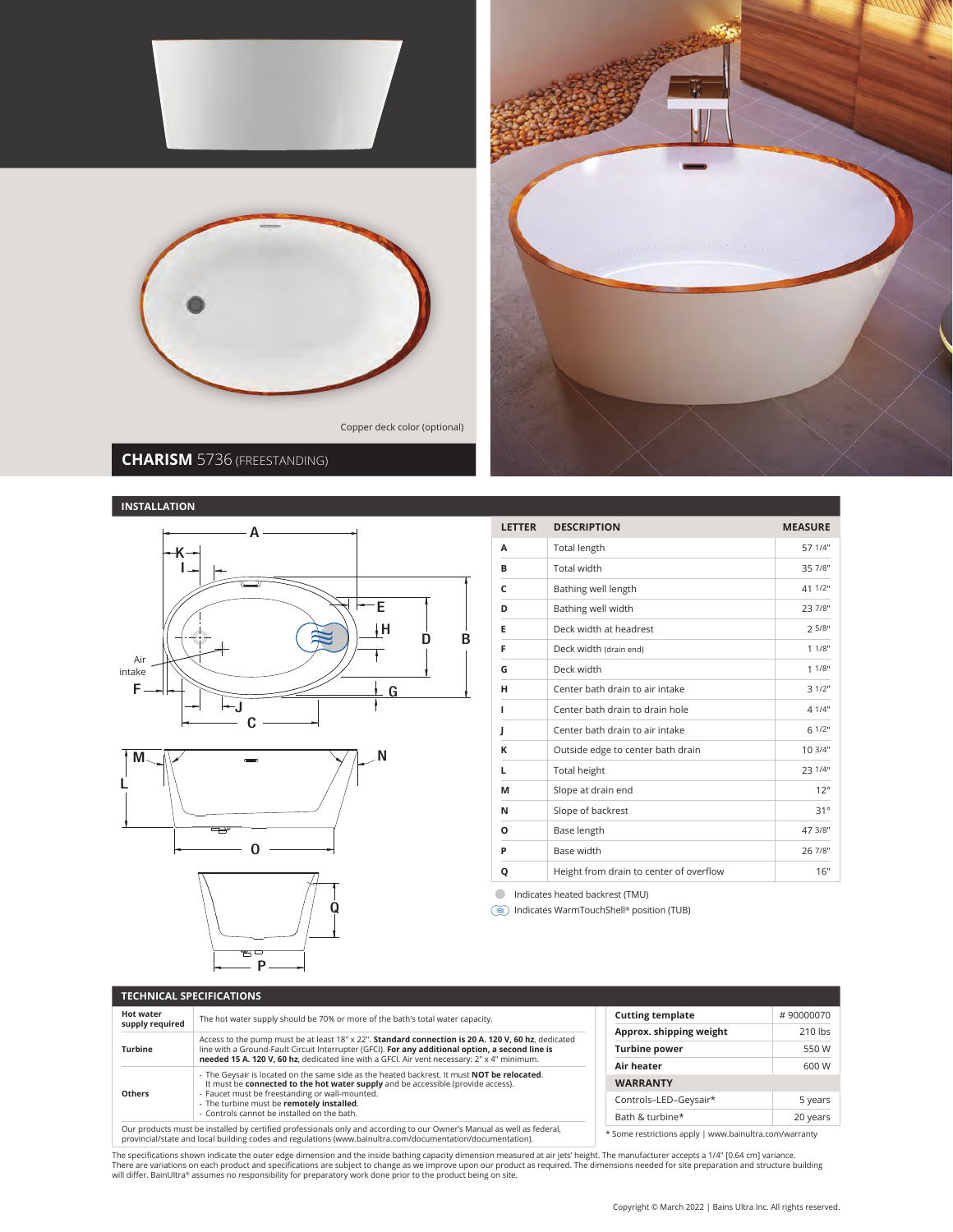Copper deck color (optional)

## CHARISM 5736 (FREESTANDING)

### INSTALLATION

A
K
I
E
H
D
B
Air intake
F
G
J
C
M
N
L
O
Q
P

| LETTER | DESCRIPTION | MEASURE |
|---|---|---|
| A | Total length | 57 1/4" |
| B | Total width | 35 7/8" |
| C | Bathing well length | 41 1/2" |
| D | Bathing well width | 23 7/8" |
| E | Deck width at headrest | 2 5/8" |
| F | Deck width (drain end) | 1 1/8" |
| G | Deck width | 1 1/8" |
| H | Center bath drain to air intake | 3 1/2" |
| I | Center bath drain to drain hole | 4 1/4" |
| J | Center bath drain to air intake | 6 1/2" |
| K | Outside edge to center bath drain | 10 3/4" |
| L | Total height | 23 1/4" |
| M | Slope at drain end | 12° |
| N | Slope of backrest | 31° |
| O | Base length | 47 3/8" |
| P | Base width | 26 7/8" |
| Q | Height from drain to center of overflow | 16" |

Indicates heated backrest (TMU)

Indicates WarmTouchShell® position (TUB)

### TECHNICAL SPECIFICATIONS

| | |
|---|---|
| **Hot water supply required** | The hot water supply should be 70% or more of the bath's total water capacity. |
| **Turbine** | Access to the pump must be at least 18" x 22". **Standard connection is 20 A. 120 V, 60 hz**, dedicated line with a Ground-Fault Circuit Interrupter (GFCI). **For any additional option, a second line is needed 15 A. 120 V, 60 hz**, dedicated line with a GFCI. Air vent necessary: 2" x 4" minimum. |
| **Others** | - The Geysair is located on the same side as the heated backrest. It must **NOT be relocated**. It must be **connected to the hot water supply** and be accessible (provide access).<br>- Faucet must be freestanding or wall-mounted.<br>- The turbine must be **remotely installed**.<br>- Controls cannot be installed on the bath. |

Our products must be installed by certified professionals only and according to our Owner's Manual as well as federal, provincial/state and local building codes and regulations (www.bainultra.com/documentation/documentation).

| | |
|---|---|
| **Cutting template** | # 90000070 |
| **Approx. shipping weight** | 210 lbs |
| **Turbine power** | 550 W |
| **Air heater** | 600 W |
| **WARRANTY** | |
| Controls–LED–Geysair* | 5 years |
| Bath & turbine* | 20 years |

\* Some restrictions apply | www.bainultra.com/warranty

The specifications shown indicate the outer edge dimension and the inside bathing capacity dimension measured at air jets' height. The manufacturer accepts a 1/4" [0.64 cm] variance. There are variations on each product and specifications are subject to change as we improve upon our product as required. The dimensions needed for site preparation and structure building will differ. BainUltra® assumes no responsibility for preparatory work done prior to the product being on site.

Copyright © March 2022 | Bains Ultra Inc. All rights reserved.